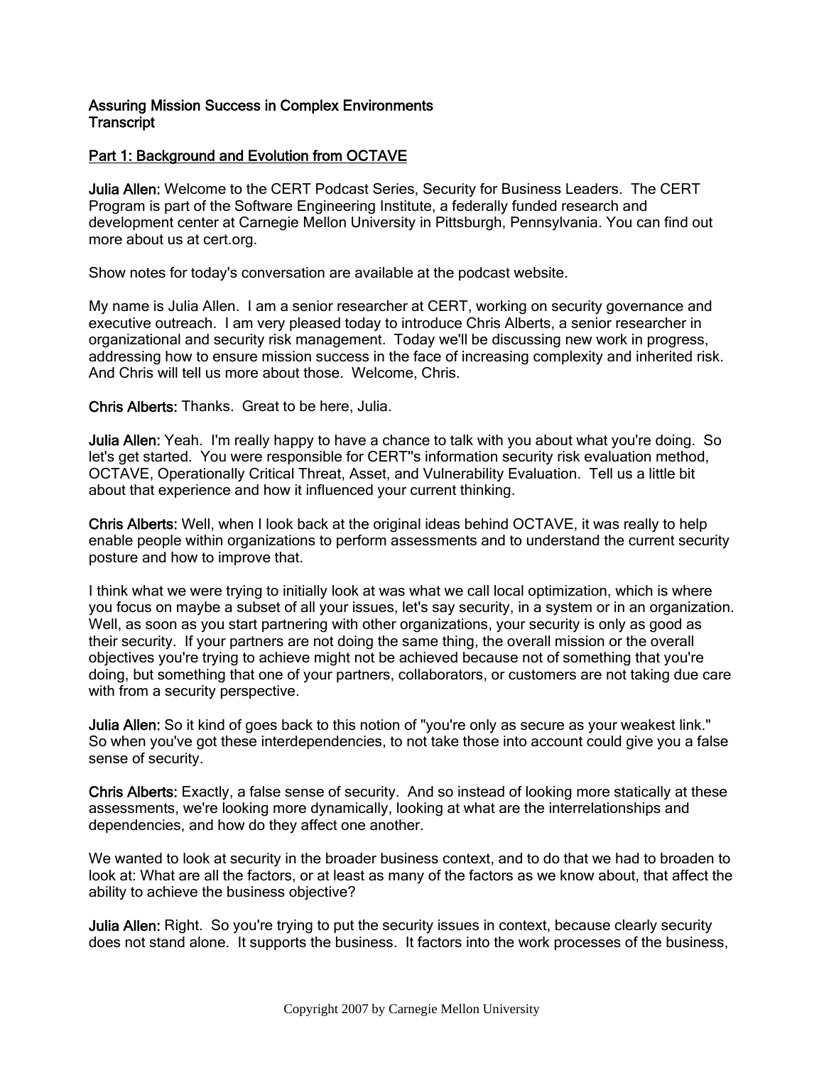# Assuring Mission Success in Complex Environments
# Transcript

## Part 1: Background and Evolution from OCTAVE

**Julia Allen:** Welcome to the CERT Podcast Series, Security for Business Leaders. The CERT Program is part of the Software Engineering Institute, a federally funded research and development center at Carnegie Mellon University in Pittsburgh, Pennsylvania. You can find out more about us at cert.org.

Show notes for today's conversation are available at the podcast website.

My name is Julia Allen. I am a senior researcher at CERT, working on security governance and executive outreach. I am very pleased today to introduce Chris Alberts, a senior researcher in organizational and security risk management. Today we'll be discussing new work in progress, addressing how to ensure mission success in the face of increasing complexity and inherited risk. And Chris will tell us more about those. Welcome, Chris.

**Chris Alberts:** Thanks. Great to be here, Julia.

**Julia Allen:** Yeah. I'm really happy to have a chance to talk with you about what you're doing. So let's get started. You were responsible for CERT''s information security risk evaluation method, OCTAVE, Operationally Critical Threat, Asset, and Vulnerability Evaluation. Tell us a little bit about that experience and how it influenced your current thinking.

**Chris Alberts:** Well, when I look back at the original ideas behind OCTAVE, it was really to help enable people within organizations to perform assessments and to understand the current security posture and how to improve that.

I think what we were trying to initially look at was what we call local optimization, which is where you focus on maybe a subset of all your issues, let's say security, in a system or in an organization. Well, as soon as you start partnering with other organizations, your security is only as good as their security. If your partners are not doing the same thing, the overall mission or the overall objectives you're trying to achieve might not be achieved because not of something that you're doing, but something that one of your partners, collaborators, or customers are not taking due care with from a security perspective.

**Julia Allen:** So it kind of goes back to this notion of "you're only as secure as your weakest link." So when you've got these interdependencies, to not take those into account could give you a false sense of security.

**Chris Alberts:** Exactly, a false sense of security. And so instead of looking more statically at these assessments, we're looking more dynamically, looking at what are the interrelationships and dependencies, and how do they affect one another.

We wanted to look at security in the broader business context, and to do that we had to broaden to look at: What are all the factors, or at least as many of the factors as we know about, that affect the ability to achieve the business objective?

**Julia Allen:** Right. So you're trying to put the security issues in context, because clearly security does not stand alone. It supports the business. It factors into the work processes of the business,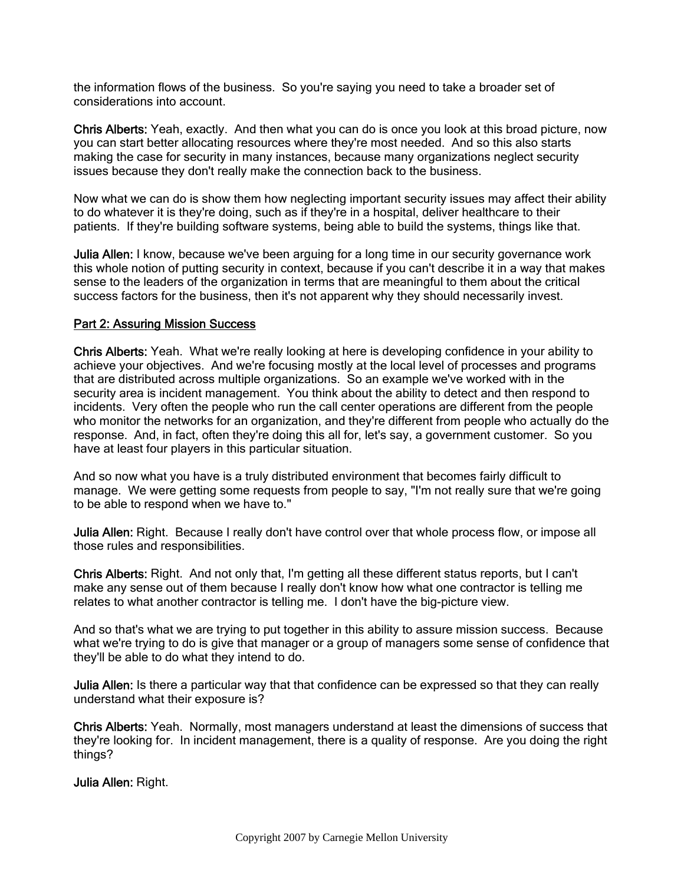the information flows of the business. So you're saying you need to take a broader set of considerations into account.

**Chris Alberts:** Yeah, exactly. And then what you can do is once you look at this broad picture, now you can start better allocating resources where they're most needed. And so this also starts making the case for security in many instances, because many organizations neglect security issues because they don't really make the connection back to the business.

Now what we can do is show them how neglecting important security issues may affect their ability to do whatever it is they're doing, such as if they're in a hospital, deliver healthcare to their patients. If they're building software systems, being able to build the systems, things like that.

**Julia Allen:** I know, because we've been arguing for a long time in our security governance work this whole notion of putting security in context, because if you can't describe it in a way that makes sense to the leaders of the organization in terms that are meaningful to them about the critical success factors for the business, then it's not apparent why they should necessarily invest.

## Part 2: Assuring Mission Success

**Chris Alberts:** Yeah. What we're really looking at here is developing confidence in your ability to achieve your objectives. And we're focusing mostly at the local level of processes and programs that are distributed across multiple organizations. So an example we've worked with in the security area is incident management. You think about the ability to detect and then respond to incidents. Very often the people who run the call center operations are different from the people who monitor the networks for an organization, and they're different from people who actually do the response. And, in fact, often they're doing this all for, let's say, a government customer. So you have at least four players in this particular situation.

And so now what you have is a truly distributed environment that becomes fairly difficult to manage. We were getting some requests from people to say, "I'm not really sure that we're going to be able to respond when we have to."

**Julia Allen:** Right. Because I really don't have control over that whole process flow, or impose all those rules and responsibilities.

**Chris Alberts:** Right. And not only that, I'm getting all these different status reports, but I can't make any sense out of them because I really don't know how what one contractor is telling me relates to what another contractor is telling me. I don't have the big-picture view.

And so that's what we are trying to put together in this ability to assure mission success. Because what we're trying to do is give that manager or a group of managers some sense of confidence that they'll be able to do what they intend to do.

**Julia Allen:** Is there a particular way that that confidence can be expressed so that they can really understand what their exposure is?

**Chris Alberts:** Yeah. Normally, most managers understand at least the dimensions of success that they're looking for. In incident management, there is a quality of response. Are you doing the right things?

**Julia Allen:** Right.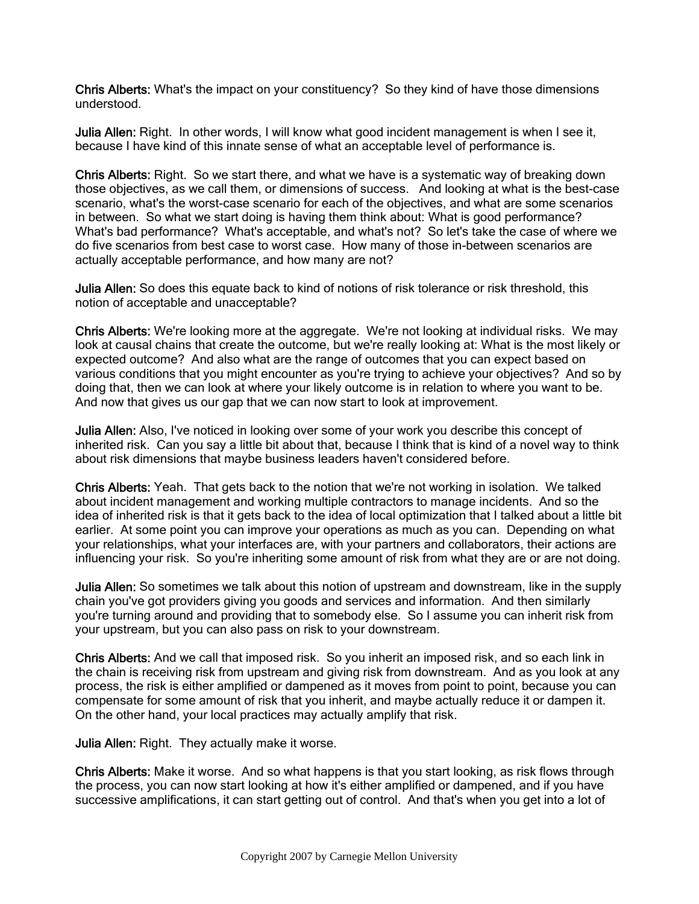**Chris Alberts:** What's the impact on your constituency? So they kind of have those dimensions understood.

**Julia Allen:** Right. In other words, I will know what good incident management is when I see it, because I have kind of this innate sense of what an acceptable level of performance is.

**Chris Alberts:** Right. So we start there, and what we have is a systematic way of breaking down those objectives, as we call them, or dimensions of success. And looking at what is the best-case scenario, what's the worst-case scenario for each of the objectives, and what are some scenarios in between. So what we start doing is having them think about: What is good performance? What's bad performance? What's acceptable, and what's not? So let's take the case of where we do five scenarios from best case to worst case. How many of those in-between scenarios are actually acceptable performance, and how many are not?

**Julia Allen:** So does this equate back to kind of notions of risk tolerance or risk threshold, this notion of acceptable and unacceptable?

**Chris Alberts:** We're looking more at the aggregate. We're not looking at individual risks. We may look at causal chains that create the outcome, but we're really looking at: What is the most likely or expected outcome? And also what are the range of outcomes that you can expect based on various conditions that you might encounter as you're trying to achieve your objectives? And so by doing that, then we can look at where your likely outcome is in relation to where you want to be. And now that gives us our gap that we can now start to look at improvement.

**Julia Allen:** Also, I've noticed in looking over some of your work you describe this concept of inherited risk. Can you say a little bit about that, because I think that is kind of a novel way to think about risk dimensions that maybe business leaders haven't considered before.

**Chris Alberts:** Yeah. That gets back to the notion that we're not working in isolation. We talked about incident management and working multiple contractors to manage incidents. And so the idea of inherited risk is that it gets back to the idea of local optimization that I talked about a little bit earlier. At some point you can improve your operations as much as you can. Depending on what your relationships, what your interfaces are, with your partners and collaborators, their actions are influencing your risk. So you're inheriting some amount of risk from what they are or are not doing.

**Julia Allen:** So sometimes we talk about this notion of upstream and downstream, like in the supply chain you've got providers giving you goods and services and information. And then similarly you're turning around and providing that to somebody else. So I assume you can inherit risk from your upstream, but you can also pass on risk to your downstream.

**Chris Alberts:** And we call that imposed risk. So you inherit an imposed risk, and so each link in the chain is receiving risk from upstream and giving risk from downstream. And as you look at any process, the risk is either amplified or dampened as it moves from point to point, because you can compensate for some amount of risk that you inherit, and maybe actually reduce it or dampen it. On the other hand, your local practices may actually amplify that risk.

**Julia Allen:** Right. They actually make it worse.

**Chris Alberts:** Make it worse. And so what happens is that you start looking, as risk flows through the process, you can now start looking at how it's either amplified or dampened, and if you have successive amplifications, it can start getting out of control. And that's when you get into a lot of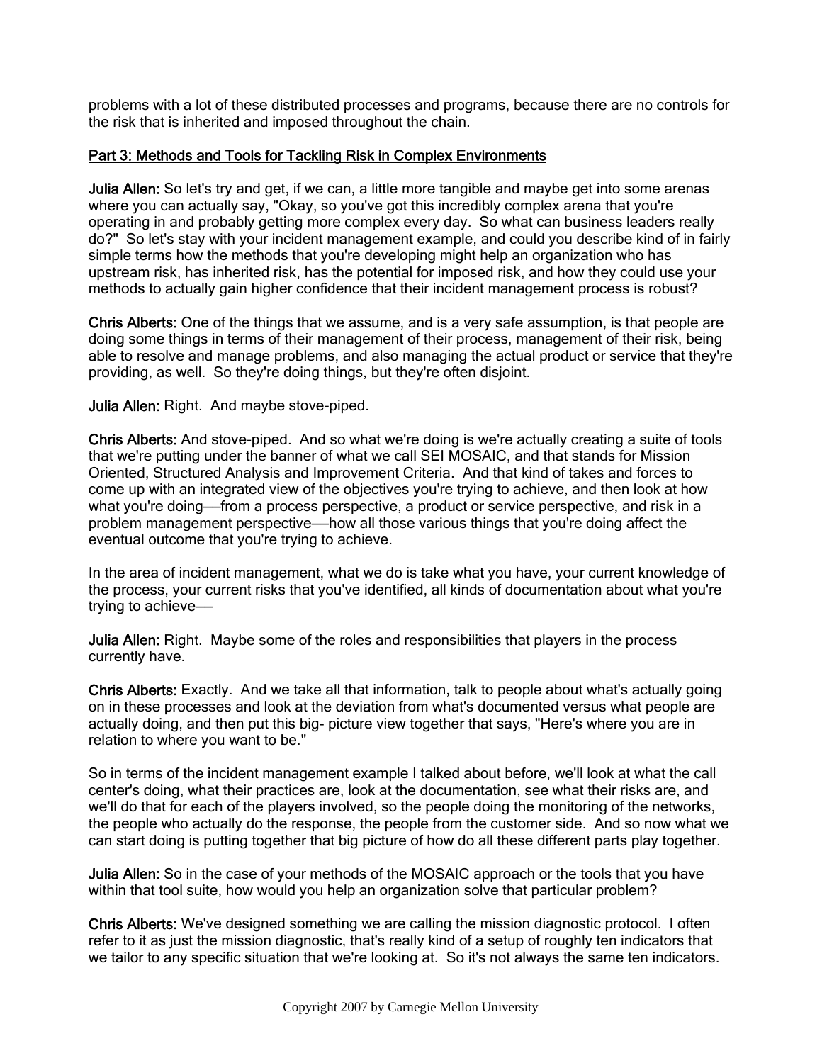problems with a lot of these distributed processes and programs, because there are no controls for the risk that is inherited and imposed throughout the chain.

## Part 3: Methods and Tools for Tackling Risk in Complex Environments

**Julia Allen:** So let's try and get, if we can, a little more tangible and maybe get into some arenas where you can actually say, "Okay, so you've got this incredibly complex arena that you're operating in and probably getting more complex every day. So what can business leaders really do?" So let's stay with your incident management example, and could you describe kind of in fairly simple terms how the methods that you're developing might help an organization who has upstream risk, has inherited risk, has the potential for imposed risk, and how they could use your methods to actually gain higher confidence that their incident management process is robust?

**Chris Alberts:** One of the things that we assume, and is a very safe assumption, is that people are doing some things in terms of their management of their process, management of their risk, being able to resolve and manage problems, and also managing the actual product or service that they're providing, as well. So they're doing things, but they're often disjoint.

**Julia Allen:** Right. And maybe stove-piped.

**Chris Alberts:** And stove-piped. And so what we're doing is we're actually creating a suite of tools that we're putting under the banner of what we call SEI MOSAIC, and that stands for Mission Oriented, Structured Analysis and Improvement Criteria. And that kind of takes and forces to come up with an integrated view of the objectives you're trying to achieve, and then look at how what you're doing—from a process perspective, a product or service perspective, and risk in a problem management perspective—how all those various things that you're doing affect the eventual outcome that you're trying to achieve.

In the area of incident management, what we do is take what you have, your current knowledge of the process, your current risks that you've identified, all kinds of documentation about what you're trying to achieve—

**Julia Allen:** Right. Maybe some of the roles and responsibilities that players in the process currently have.

**Chris Alberts:** Exactly. And we take all that information, talk to people about what's actually going on in these processes and look at the deviation from what's documented versus what people are actually doing, and then put this big- picture view together that says, "Here's where you are in relation to where you want to be."

So in terms of the incident management example I talked about before, we'll look at what the call center's doing, what their practices are, look at the documentation, see what their risks are, and we'll do that for each of the players involved, so the people doing the monitoring of the networks, the people who actually do the response, the people from the customer side. And so now what we can start doing is putting together that big picture of how do all these different parts play together.

**Julia Allen:** So in the case of your methods of the MOSAIC approach or the tools that you have within that tool suite, how would you help an organization solve that particular problem?

**Chris Alberts:** We've designed something we are calling the mission diagnostic protocol. I often refer to it as just the mission diagnostic, that's really kind of a setup of roughly ten indicators that we tailor to any specific situation that we're looking at. So it's not always the same ten indicators.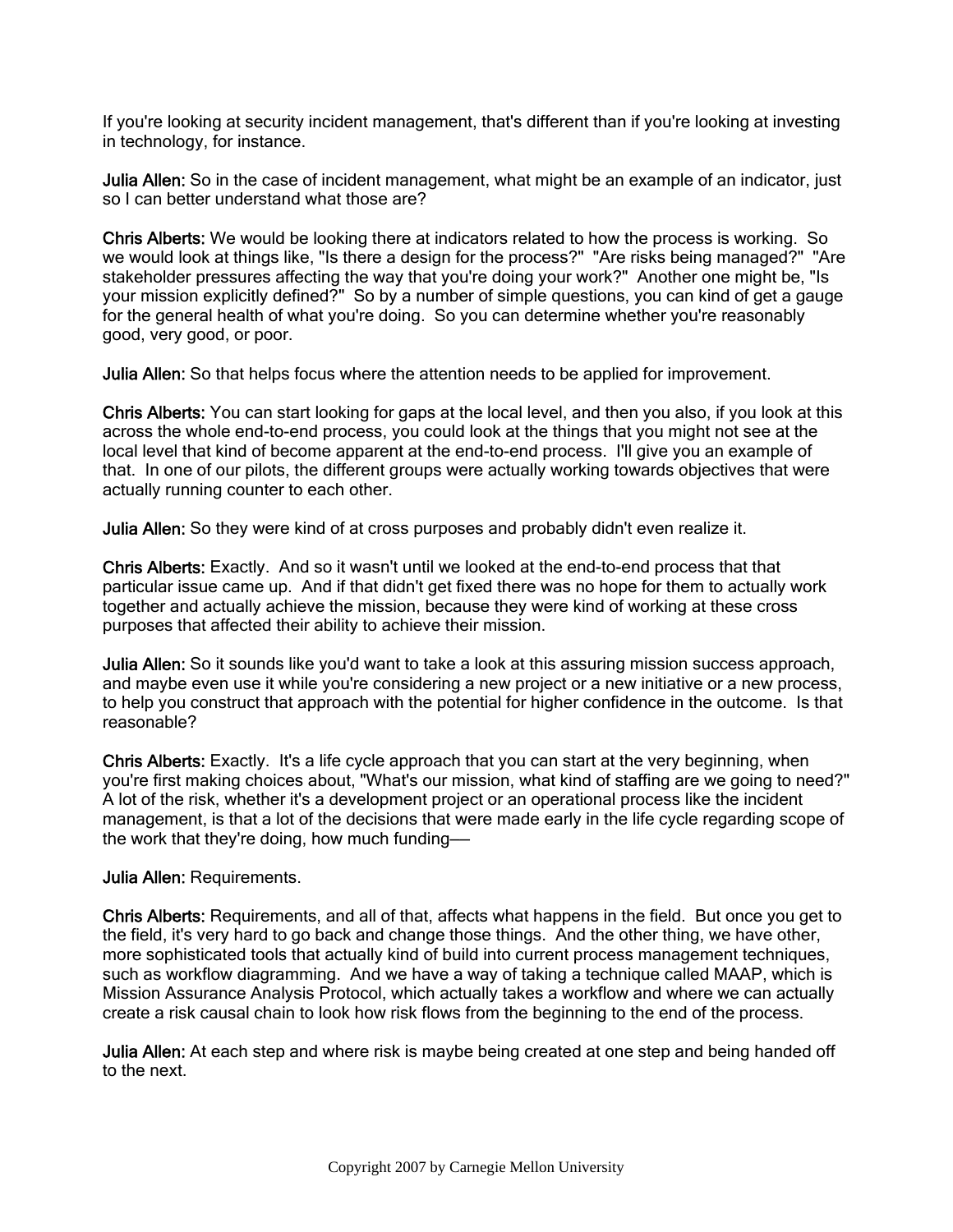If you're looking at security incident management, that's different than if you're looking at investing in technology, for instance.

**Julia Allen:** So in the case of incident management, what might be an example of an indicator, just so I can better understand what those are?

**Chris Alberts:** We would be looking there at indicators related to how the process is working. So we would look at things like, "Is there a design for the process?" "Are risks being managed?" "Are stakeholder pressures affecting the way that you're doing your work?" Another one might be, "Is your mission explicitly defined?" So by a number of simple questions, you can kind of get a gauge for the general health of what you're doing. So you can determine whether you're reasonably good, very good, or poor.

**Julia Allen:** So that helps focus where the attention needs to be applied for improvement.

**Chris Alberts:** You can start looking for gaps at the local level, and then you also, if you look at this across the whole end-to-end process, you could look at the things that you might not see at the local level that kind of become apparent at the end-to-end process. I'll give you an example of that. In one of our pilots, the different groups were actually working towards objectives that were actually running counter to each other.

**Julia Allen:** So they were kind of at cross purposes and probably didn't even realize it.

**Chris Alberts:** Exactly. And so it wasn't until we looked at the end-to-end process that that particular issue came up. And if that didn't get fixed there was no hope for them to actually work together and actually achieve the mission, because they were kind of working at these cross purposes that affected their ability to achieve their mission.

**Julia Allen:** So it sounds like you'd want to take a look at this assuring mission success approach, and maybe even use it while you're considering a new project or a new initiative or a new process, to help you construct that approach with the potential for higher confidence in the outcome. Is that reasonable?

**Chris Alberts:** Exactly. It's a life cycle approach that you can start at the very beginning, when you're first making choices about, "What's our mission, what kind of staffing are we going to need?" A lot of the risk, whether it's a development project or an operational process like the incident management, is that a lot of the decisions that were made early in the life cycle regarding scope of the work that they're doing, how much funding—

**Julia Allen:** Requirements.

**Chris Alberts:** Requirements, and all of that, affects what happens in the field. But once you get to the field, it's very hard to go back and change those things. And the other thing, we have other, more sophisticated tools that actually kind of build into current process management techniques, such as workflow diagramming. And we have a way of taking a technique called MAAP, which is Mission Assurance Analysis Protocol, which actually takes a workflow and where we can actually create a risk causal chain to look how risk flows from the beginning to the end of the process.

**Julia Allen:** At each step and where risk is maybe being created at one step and being handed off to the next.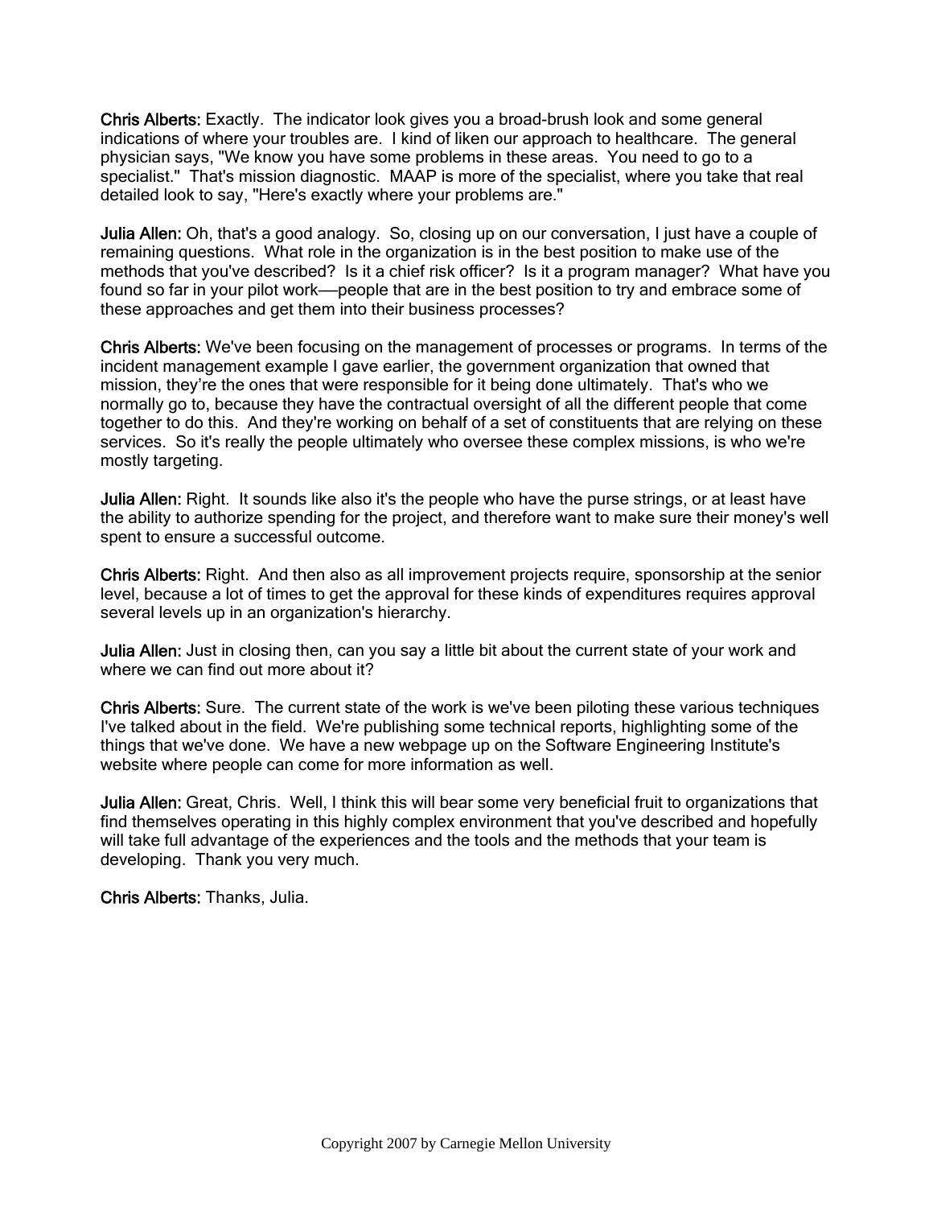**Chris Alberts:** Exactly. The indicator look gives you a broad-brush look and some general indications of where your troubles are. I kind of liken our approach to healthcare. The general physician says, "We know you have some problems in these areas. You need to go to a specialist." That's mission diagnostic. MAAP is more of the specialist, where you take that real detailed look to say, "Here's exactly where your problems are."

**Julia Allen:** Oh, that's a good analogy. So, closing up on our conversation, I just have a couple of remaining questions. What role in the organization is in the best position to make use of the methods that you've described? Is it a chief risk officer? Is it a program manager? What have you found so far in your pilot work—people that are in the best position to try and embrace some of these approaches and get them into their business processes?

**Chris Alberts:** We've been focusing on the management of processes or programs. In terms of the incident management example I gave earlier, the government organization that owned that mission, they're the ones that were responsible for it being done ultimately. That's who we normally go to, because they have the contractual oversight of all the different people that come together to do this. And they're working on behalf of a set of constituents that are relying on these services. So it's really the people ultimately who oversee these complex missions, is who we're mostly targeting.

**Julia Allen:** Right. It sounds like also it's the people who have the purse strings, or at least have the ability to authorize spending for the project, and therefore want to make sure their money's well spent to ensure a successful outcome.

**Chris Alberts:** Right. And then also as all improvement projects require, sponsorship at the senior level, because a lot of times to get the approval for these kinds of expenditures requires approval several levels up in an organization's hierarchy.

**Julia Allen:** Just in closing then, can you say a little bit about the current state of your work and where we can find out more about it?

**Chris Alberts:** Sure. The current state of the work is we've been piloting these various techniques I've talked about in the field. We're publishing some technical reports, highlighting some of the things that we've done. We have a new webpage up on the Software Engineering Institute's website where people can come for more information as well.

**Julia Allen:** Great, Chris. Well, I think this will bear some very beneficial fruit to organizations that find themselves operating in this highly complex environment that you've described and hopefully will take full advantage of the experiences and the tools and the methods that your team is developing. Thank you very much.

**Chris Alberts:** Thanks, Julia.

Copyright 2007 by Carnegie Mellon University